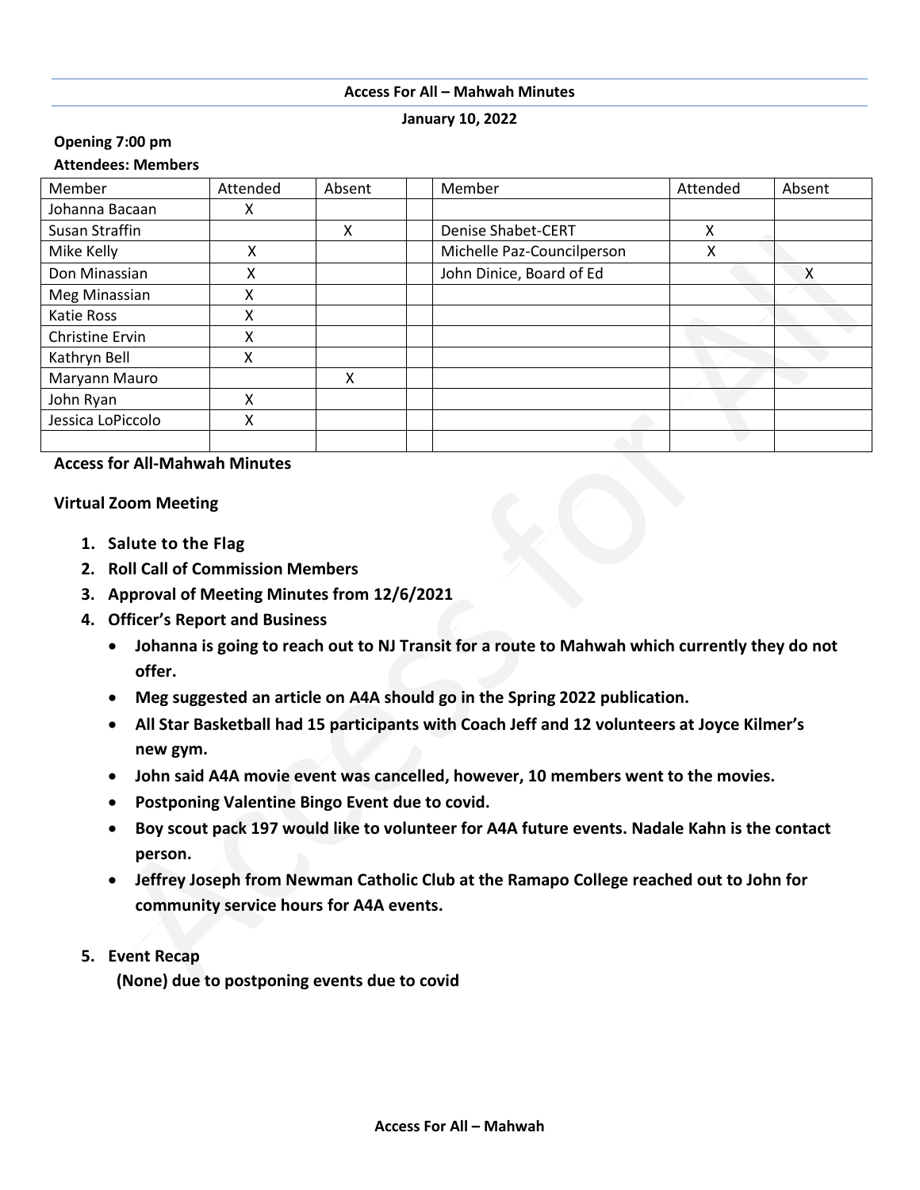**Access For All – Mahwah Minutes**

**January 10, 2022**

**Opening 7:00 pm**

**Attendees: Members**

| Member | Attended | Absent | | Member | Attended | Absent |
|---|---|---|---|---|---|---|
| Johanna Bacaan | X | | | | | |
| Susan Straffin | | X | | Denise Shabet-CERT | X | |
| Mike Kelly | X | | | Michelle Paz-Councilperson | X | |
| Don Minassian | X | | | John Dinice, Board of Ed | | X |
| Meg Minassian | X | | | | | |
| Katie Ross | X | | | | | |
| Christine Ervin | X | | | | | |
| Kathryn Bell | X | | | | | |
| Maryann Mauro | | X | | | | |
| John Ryan | X | | | | | |
| Jessica LoPiccolo | X | | | | | |
| | | | | | | |

**Access for All-Mahwah Minutes**

**Virtual Zoom Meeting**

1. **Salute to the Flag**
2. **Roll Call of Commission Members**
3. **Approval of Meeting Minutes from 12/6/2021**
4. **Officer's Report and Business**
   - **Johanna is going to reach out to NJ Transit for a route to Mahwah which currently they do not offer.**
   - **Meg suggested an article on A4A should go in the Spring 2022 publication.**
   - **All Star Basketball had 15 participants with Coach Jeff and 12 volunteers at Joyce Kilmer's new gym.**
   - **John said A4A movie event was cancelled, however, 10 members went to the movies.**
   - **Postponing Valentine Bingo Event due to covid.**
   - **Boy scout pack 197 would like to volunteer for A4A future events. Nadale Kahn is the contact person.**
   - **Jeffrey Joseph from Newman Catholic Club at the Ramapo College reached out to John for community service hours for A4A events.**
5. **Event Recap**

   **(None) due to postponing events due to covid**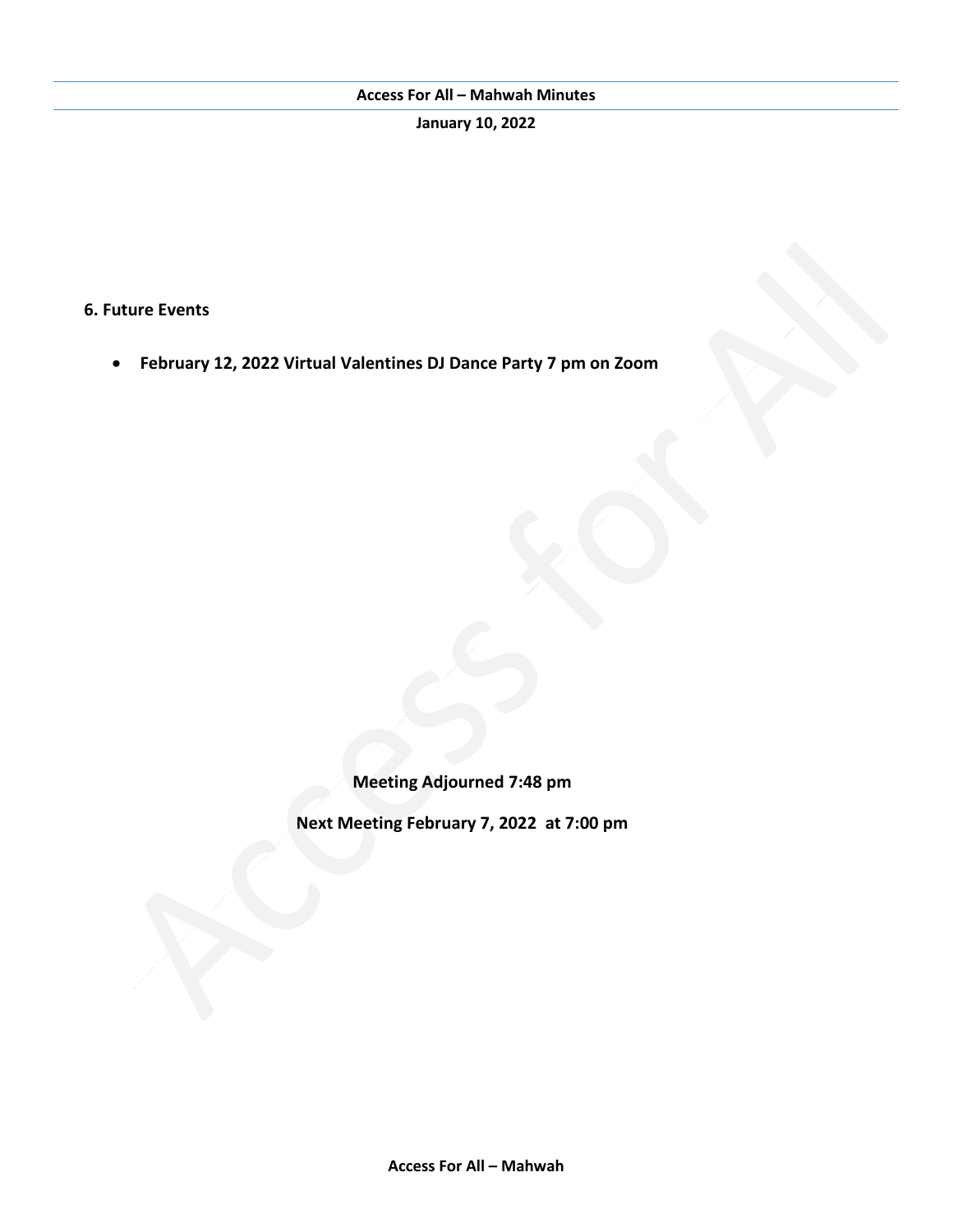**6. Future Events**

- **February 12, 2022 Virtual Valentines DJ Dance Party 7 pm on Zoom**

**Meeting Adjourned 7:48 pm**

**Next Meeting February 7, 2022 at 7:00 pm**